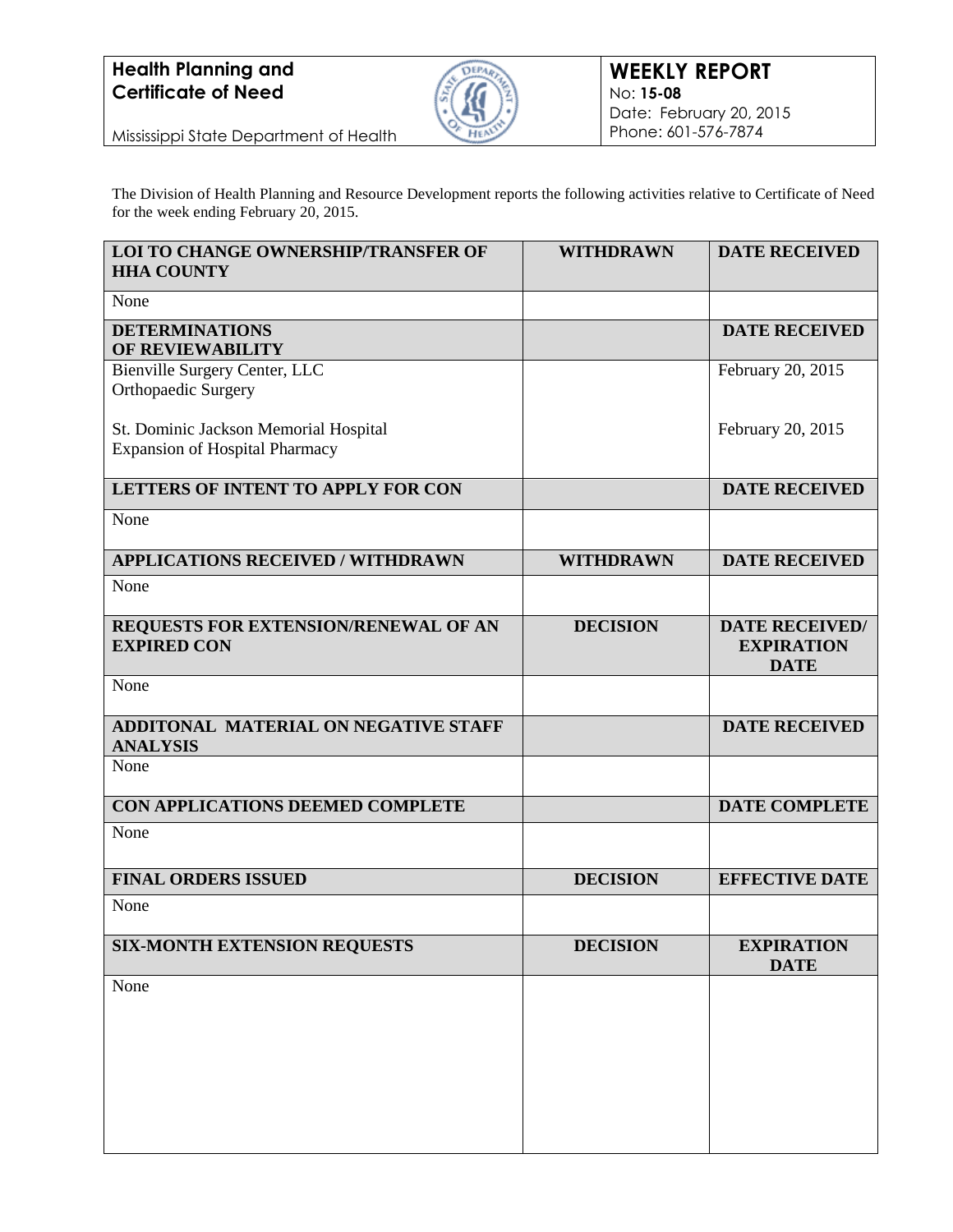**Health Planning and Certificate of Need**

Mississippi State Department of Health

# WEEKLY REPORT

No: **15-08**
Date: February 20, 2015
Phone: 601-576-7874

The Division of Health Planning and Resource Development reports the following activities relative to Certificate of Need for the week ending February 20, 2015.

| **LOI TO CHANGE OWNERSHIP/TRANSFER OF HHA COUNTY** | **WITHDRAWN** | **DATE RECEIVED** |
|---|---|---|
| None | | |
| **DETERMINATIONS OF REVIEWABILITY** | | **DATE RECEIVED** |
| Bienville Surgery Center, LLC<br>Orthopaedic Surgery | | February 20, 2015 |
| St. Dominic Jackson Memorial Hospital<br>Expansion of Hospital Pharmacy | | February 20, 2015 |
| **LETTERS OF INTENT TO APPLY FOR CON** | | **DATE RECEIVED** |
| None | | |
| **APPLICATIONS RECEIVED / WITHDRAWN** | **WITHDRAWN** | **DATE RECEIVED** |
| None | | |
| **REQUESTS FOR EXTENSION/RENEWAL OF AN EXPIRED CON** | **DECISION** | **DATE RECEIVED/ EXPIRATION DATE** |
| None | | |
| **ADDITONAL MATERIAL ON NEGATIVE STAFF ANALYSIS** | | **DATE RECEIVED** |
| None | | |
| **CON APPLICATIONS DEEMED COMPLETE** | | **DATE COMPLETE** |
| None | | |
| **FINAL ORDERS ISSUED** | **DECISION** | **EFFECTIVE DATE** |
| None | | |
| **SIX-MONTH EXTENSION REQUESTS** | **DECISION** | **EXPIRATION DATE** |
| None | | |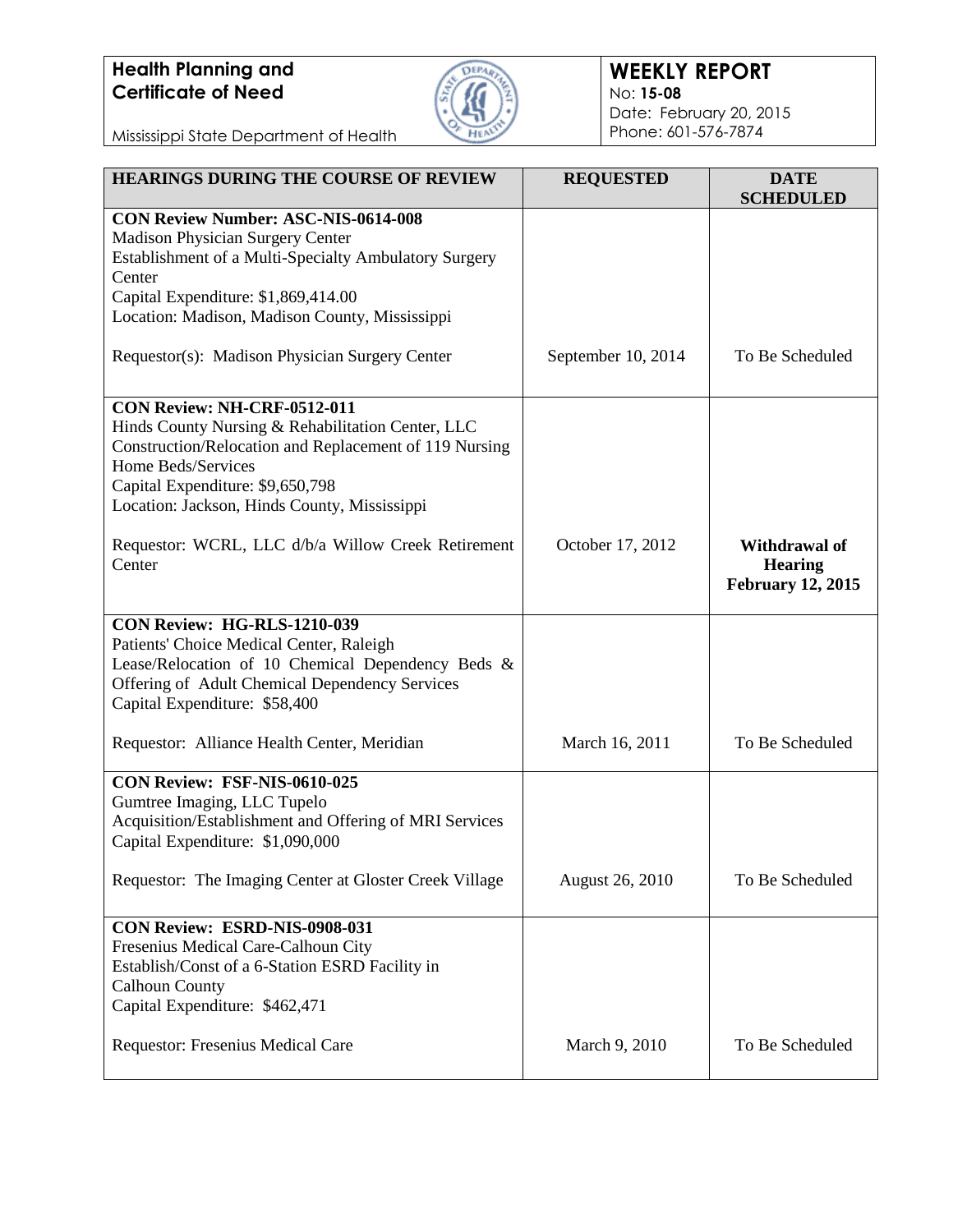**Health Planning and Certificate of Need**

Mississippi State Department of Health

**WEEKLY REPORT**
No: **15-08**
Date: February 20, 2015
Phone: 601-576-7874

| HEARINGS DURING THE COURSE OF REVIEW | REQUESTED | DATE SCHEDULED |
|---|---|---|
| **CON Review Number: ASC-NIS-0614-008**<br>Madison Physician Surgery Center<br>Establishment of a Multi-Specialty Ambulatory Surgery Center<br>Capital Expenditure: $1,869,414.00<br>Location: Madison, Madison County, Mississippi<br><br>Requestor(s): Madison Physician Surgery Center | September 10, 2014 | To Be Scheduled |
| **CON Review: NH-CRF-0512-011**<br>Hinds County Nursing & Rehabilitation Center, LLC<br>Construction/Relocation and Replacement of 119 Nursing Home Beds/Services<br>Capital Expenditure: $9,650,798<br>Location: Jackson, Hinds County, Mississippi<br><br>Requestor: WCRL, LLC d/b/a Willow Creek Retirement Center | October 17, 2012 | **Withdrawal of Hearing February 12, 2015** |
| **CON Review: HG-RLS-1210-039**<br>Patients' Choice Medical Center, Raleigh<br>Lease/Relocation of 10 Chemical Dependency Beds & Offering of Adult Chemical Dependency Services<br>Capital Expenditure: $58,400<br><br>Requestor: Alliance Health Center, Meridian | March 16, 2011 | To Be Scheduled |
| **CON Review: FSF-NIS-0610-025**<br>Gumtree Imaging, LLC Tupelo<br>Acquisition/Establishment and Offering of MRI Services<br>Capital Expenditure: $1,090,000<br><br>Requestor: The Imaging Center at Gloster Creek Village | August 26, 2010 | To Be Scheduled |
| **CON Review: ESRD-NIS-0908-031**<br>Fresenius Medical Care-Calhoun City<br>Establish/Const of a 6-Station ESRD Facility in Calhoun County<br>Capital Expenditure: $462,471<br><br>Requestor: Fresenius Medical Care | March 9, 2010 | To Be Scheduled |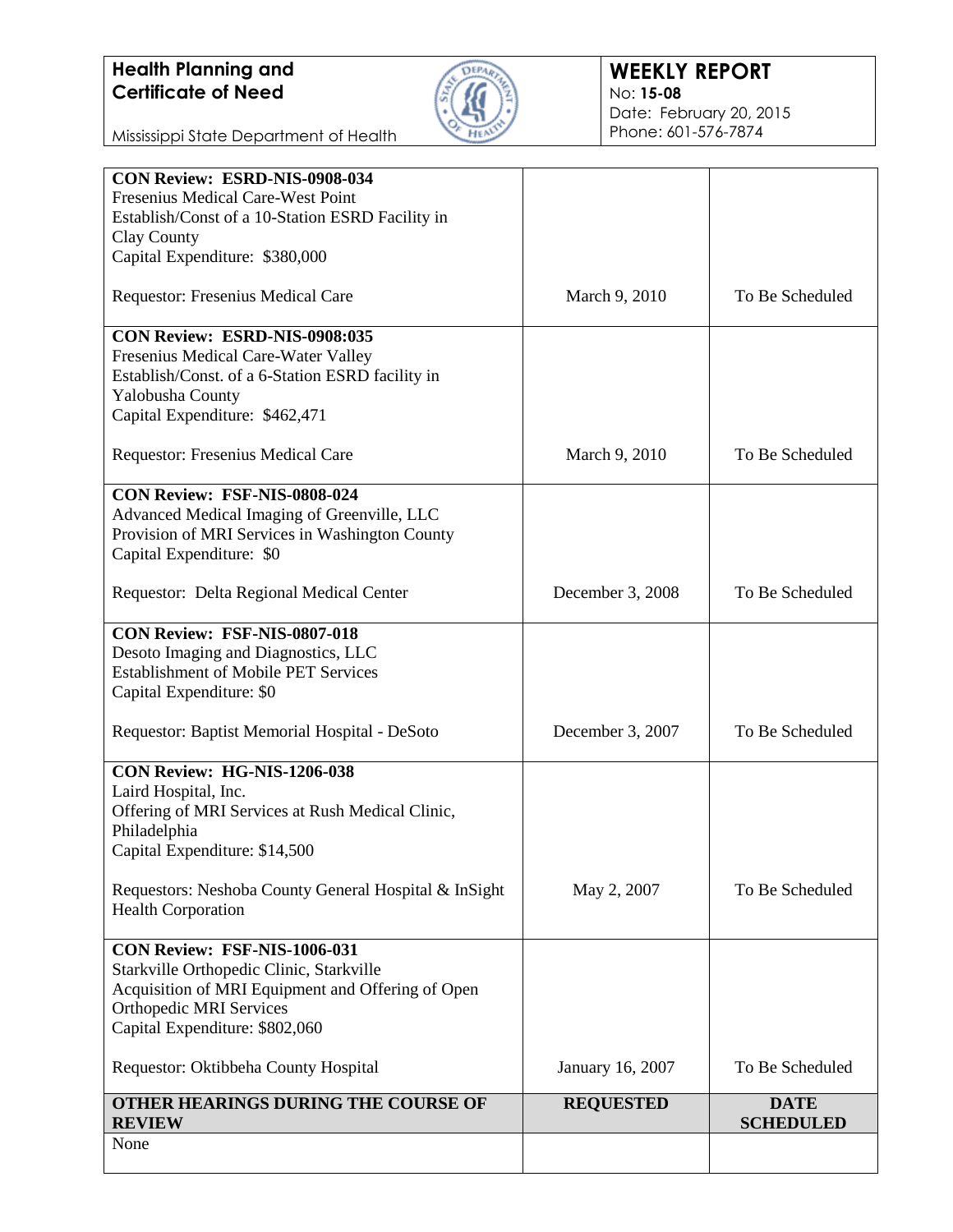| | | |
|---|---|---|
| **CON Review: ESRD-NIS-0908-034**<br>Fresenius Medical Care-West Point<br>Establish/Const of a 10-Station ESRD Facility in Clay County<br>Capital Expenditure: $380,000<br><br>Requestor: Fresenius Medical Care | March 9, 2010 | To Be Scheduled |
| **CON Review: ESRD-NIS-0908:035**<br>Fresenius Medical Care-Water Valley<br>Establish/Const. of a 6-Station ESRD facility in Yalobusha County<br>Capital Expenditure: $462,471<br><br>Requestor: Fresenius Medical Care | March 9, 2010 | To Be Scheduled |
| **CON Review: FSF-NIS-0808-024**<br>Advanced Medical Imaging of Greenville, LLC<br>Provision of MRI Services in Washington County<br>Capital Expenditure: $0<br><br>Requestor: Delta Regional Medical Center | December 3, 2008 | To Be Scheduled |
| **CON Review: FSF-NIS-0807-018**<br>Desoto Imaging and Diagnostics, LLC<br>Establishment of Mobile PET Services<br>Capital Expenditure: $0<br><br>Requestor: Baptist Memorial Hospital - DeSoto | December 3, 2007 | To Be Scheduled |
| **CON Review: HG-NIS-1206-038**<br>Laird Hospital, Inc.<br>Offering of MRI Services at Rush Medical Clinic, Philadelphia<br>Capital Expenditure: $14,500<br><br>Requestors: Neshoba County General Hospital & InSight Health Corporation | May 2, 2007 | To Be Scheduled |
| **CON Review: FSF-NIS-1006-031**<br>Starkville Orthopedic Clinic, Starkville<br>Acquisition of MRI Equipment and Offering of Open Orthopedic MRI Services<br>Capital Expenditure: $802,060<br><br>Requestor: Oktibbeha County Hospital | January 16, 2007 | To Be Scheduled |

| **OTHER HEARINGS DURING THE COURSE OF REVIEW** | **REQUESTED** | **DATE SCHEDULED** |
|---|---|---|
| None | | |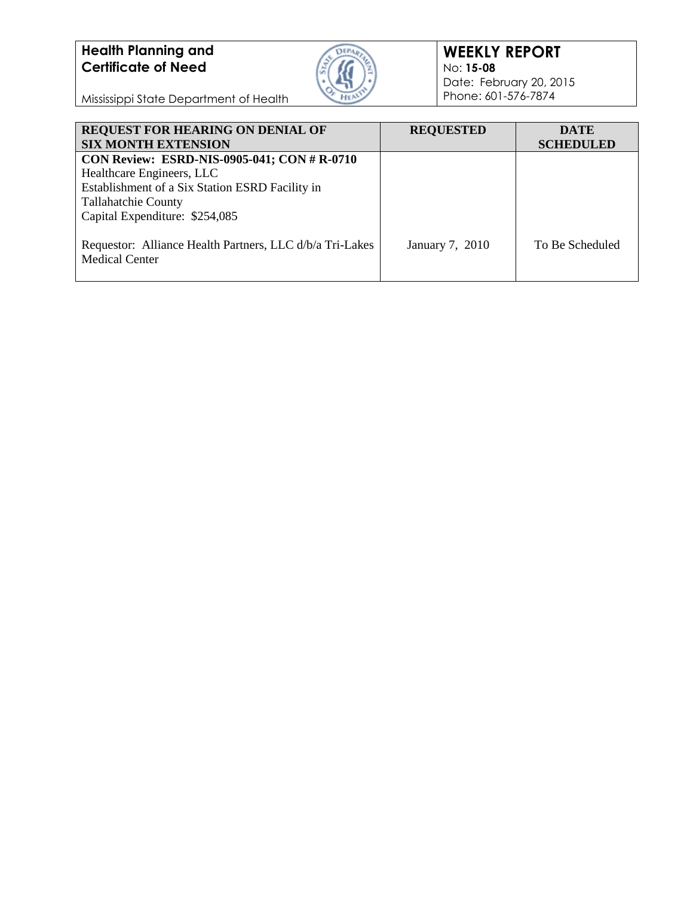| REQUEST FOR HEARING ON DENIAL OF SIX MONTH EXTENSION | REQUESTED | DATE SCHEDULED |
|---|---|---|
| **CON Review: ESRD-NIS-0905-041; CON # R-0710**<br>Healthcare Engineers, LLC<br>Establishment of a Six Station ESRD Facility in Tallahatchie County<br>Capital Expenditure: $254,085<br><br>Requestor: Alliance Health Partners, LLC d/b/a Tri-Lakes Medical Center | January 7, 2010 | To Be Scheduled |